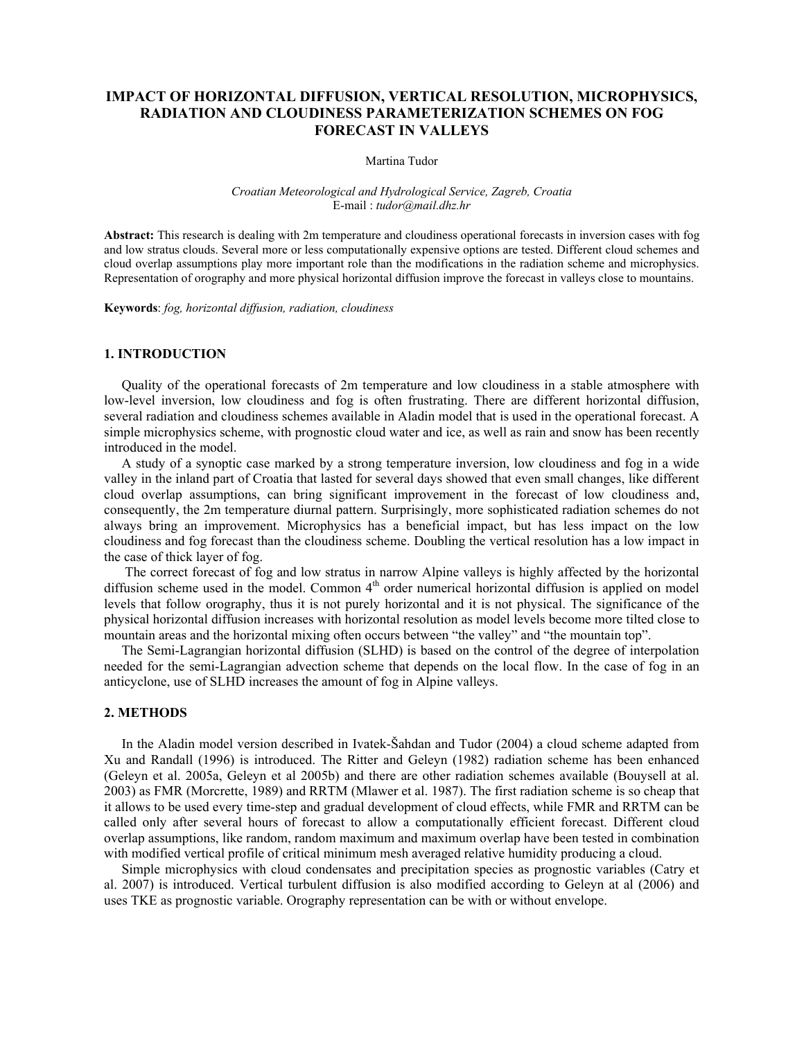# IMPACT OF HORIZONTAL DIFFUSION, VERTICAL RESOLUTION, MICROPHYSICS, RADIATION AND CLOUDINESS PARAMETERIZATION SCHEMES ON FOG FORECAST IN VALLEYS

Martina Tudor

*Croatian Meteorological and Hydrological Service, Zagreb, Croatia*
E-mail : *tudor@mail.dhz.hr*

**Abstract:** This research is dealing with 2m temperature and cloudiness operational forecasts in inversion cases with fog and low stratus clouds. Several more or less computationally expensive options are tested. Different cloud schemes and cloud overlap assumptions play more important role than the modifications in the radiation scheme and microphysics. Representation of orography and more physical horizontal diffusion improve the forecast in valleys close to mountains.

**Keywords**: *fog, horizontal diffusion, radiation, cloudiness*

## 1. INTRODUCTION

Quality of the operational forecasts of 2m temperature and low cloudiness in a stable atmosphere with low-level inversion, low cloudiness and fog is often frustrating. There are different horizontal diffusion, several radiation and cloudiness schemes available in Aladin model that is used in the operational forecast. A simple microphysics scheme, with prognostic cloud water and ice, as well as rain and snow has been recently introduced in the model.

A study of a synoptic case marked by a strong temperature inversion, low cloudiness and fog in a wide valley in the inland part of Croatia that lasted for several days showed that even small changes, like different cloud overlap assumptions, can bring significant improvement in the forecast of low cloudiness and, consequently, the 2m temperature diurnal pattern. Surprisingly, more sophisticated radiation schemes do not always bring an improvement. Microphysics has a beneficial impact, but has less impact on the low cloudiness and fog forecast than the cloudiness scheme. Doubling the vertical resolution has a low impact in the case of thick layer of fog.

The correct forecast of fog and low stratus in narrow Alpine valleys is highly affected by the horizontal diffusion scheme used in the model. Common 4$^{th}$ order numerical horizontal diffusion is applied on model levels that follow orography, thus it is not purely horizontal and it is not physical. The significance of the physical horizontal diffusion increases with horizontal resolution as model levels become more tilted close to mountain areas and the horizontal mixing often occurs between "the valley" and "the mountain top".

The Semi-Lagrangian horizontal diffusion (SLHD) is based on the control of the degree of interpolation needed for the semi-Lagrangian advection scheme that depends on the local flow. In the case of fog in an anticyclone, use of SLHD increases the amount of fog in Alpine valleys.

## 2. METHODS

In the Aladin model version described in Ivatek-Šahdan and Tudor (2004) a cloud scheme adapted from Xu and Randall (1996) is introduced. The Ritter and Geleyn (1982) radiation scheme has been enhanced (Geleyn et al. 2005a, Geleyn et al 2005b) and there are other radiation schemes available (Bouysell at al. 2003) as FMR (Morcrette, 1989) and RRTM (Mlawer et al. 1987). The first radiation scheme is so cheap that it allows to be used every time-step and gradual development of cloud effects, while FMR and RRTM can be called only after several hours of forecast to allow a computationally efficient forecast. Different cloud overlap assumptions, like random, random maximum and maximum overlap have been tested in combination with modified vertical profile of critical minimum mesh averaged relative humidity producing a cloud.

Simple microphysics with cloud condensates and precipitation species as prognostic variables (Catry et al. 2007) is introduced. Vertical turbulent diffusion is also modified according to Geleyn at al (2006) and uses TKE as prognostic variable. Orography representation can be with or without envelope.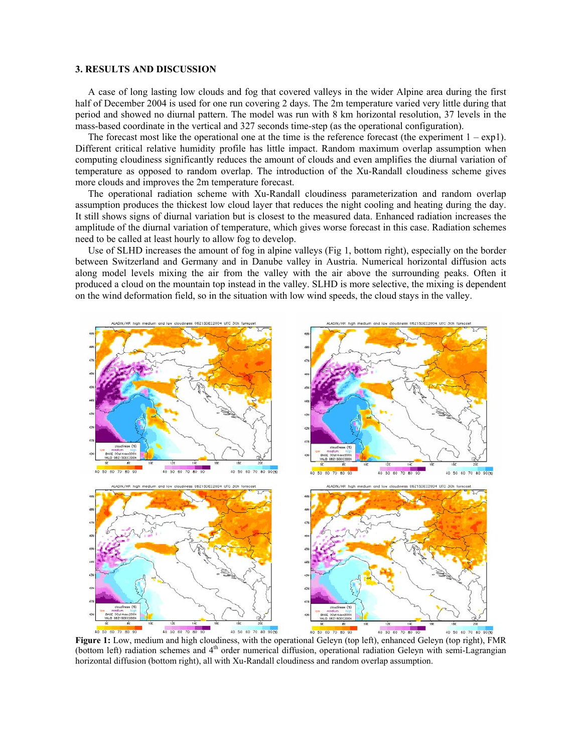### 3. RESULTS AND DISCUSSION

A case of long lasting low clouds and fog that covered valleys in the wider Alpine area during the first half of December 2004 is used for one run covering 2 days. The 2m temperature varied very little during that period and showed no diurnal pattern. The model was run with 8 km horizontal resolution, 37 levels in the mass-based coordinate in the vertical and 327 seconds time-step (as the operational configuration).

The forecast most like the operational one at the time is the reference forecast (the experiment 1 – exp1). Different critical relative humidity profile has little impact. Random maximum overlap assumption when computing cloudiness significantly reduces the amount of clouds and even amplifies the diurnal variation of temperature as opposed to random overlap. The introduction of the Xu-Randall cloudiness scheme gives more clouds and improves the 2m temperature forecast.

The operational radiation scheme with Xu-Randall cloudiness parameterization and random overlap assumption produces the thickest low cloud layer that reduces the night cooling and heating during the day. It still shows signs of diurnal variation but is closest to the measured data. Enhanced radiation increases the amplitude of the diurnal variation of temperature, which gives worse forecast in this case. Radiation schemes need to be called at least hourly to allow fog to develop.

Use of SLHD increases the amount of fog in alpine valleys (Fig 1, bottom right), especially on the border between Switzerland and Germany and in Danube valley in Austria. Numerical horizontal diffusion acts along model levels mixing the air from the valley with the air above the surrounding peaks. Often it produced a cloud on the mountain top instead in the valley. SLHD is more selective, the mixing is dependent on the wind deformation field, so in the situation with low wind speeds, the cloud stays in the valley.

**Figure 1:** Low, medium and high cloudiness, with the operational Geleyn (top left), enhanced Geleyn (top right), FMR (bottom left) radiation schemes and 4th order numerical diffusion, operational radiation Geleyn with semi-Lagrangian horizontal diffusion (bottom right), all with Xu-Randall cloudiness and random overlap assumption.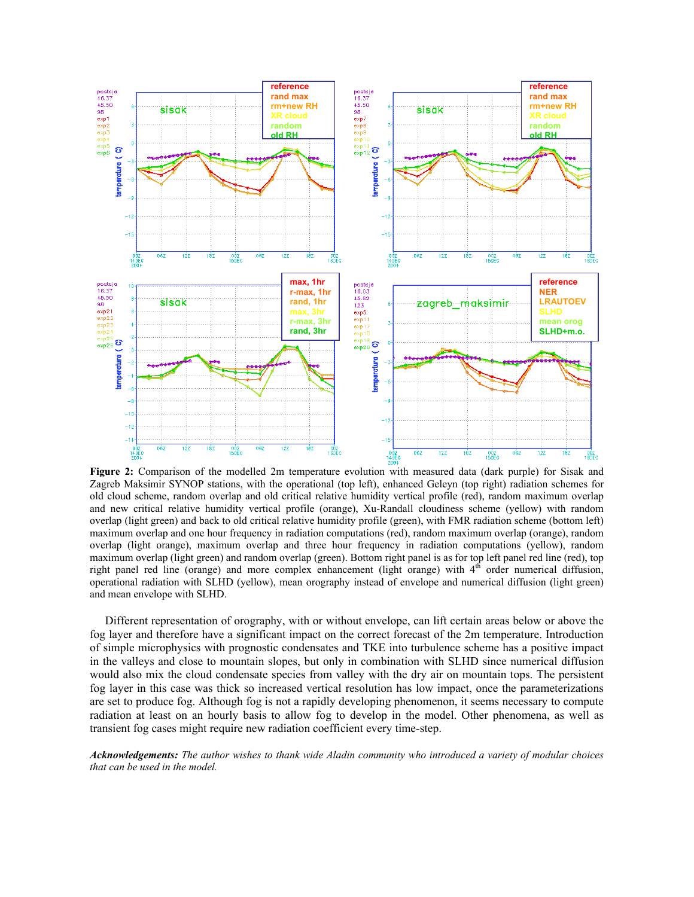**Figure 2:** Comparison of the modelled 2m temperature evolution with measured data (dark purple) for Sisak and Zagreb Maksimir SYNOP stations, with the operational (top left), enhanced Geleyn (top right) radiation schemes for old cloud scheme, random overlap and old critical relative humidity vertical profile (red), random maximum overlap and new critical relative humidity vertical profile (orange), Xu-Randall cloudiness scheme (yellow) with random overlap (light green) and back to old critical relative humidity profile (green), with FMR radiation scheme (bottom left) maximum overlap and one hour frequency in radiation computations (red), random maximum overlap (orange), random overlap (light orange), maximum overlap and three hour frequency in radiation computations (yellow), random maximum overlap (light green) and random overlap (green). Bottom right panel is as for top left panel red line (red), top right panel red line (orange) and more complex enhancement (light orange) with 4[th] order numerical diffusion, operational radiation with SLHD (yellow), mean orography instead of envelope and numerical diffusion (light green) and mean envelope with SLHD.

Different representation of orography, with or without envelope, can lift certain areas below or above the fog layer and therefore have a significant impact on the correct forecast of the 2m temperature. Introduction of simple microphysics with prognostic condensates and TKE into turbulence scheme has a positive impact in the valleys and close to mountain slopes, but only in combination with SLHD since numerical diffusion would also mix the cloud condensate species from valley with the dry air on mountain tops. The persistent fog layer in this case was thick so increased vertical resolution has low impact, once the parameterizations are set to produce fog. Although fog is not a rapidly developing phenomenon, it seems necessary to compute radiation at least on an hourly basis to allow fog to develop in the model. Other phenomena, as well as transient fog cases might require new radiation coefficient every time-step.

***Acknowledgements:*** *The author wishes to thank wide Aladin community who introduced a variety of modular choices that can be used in the model.*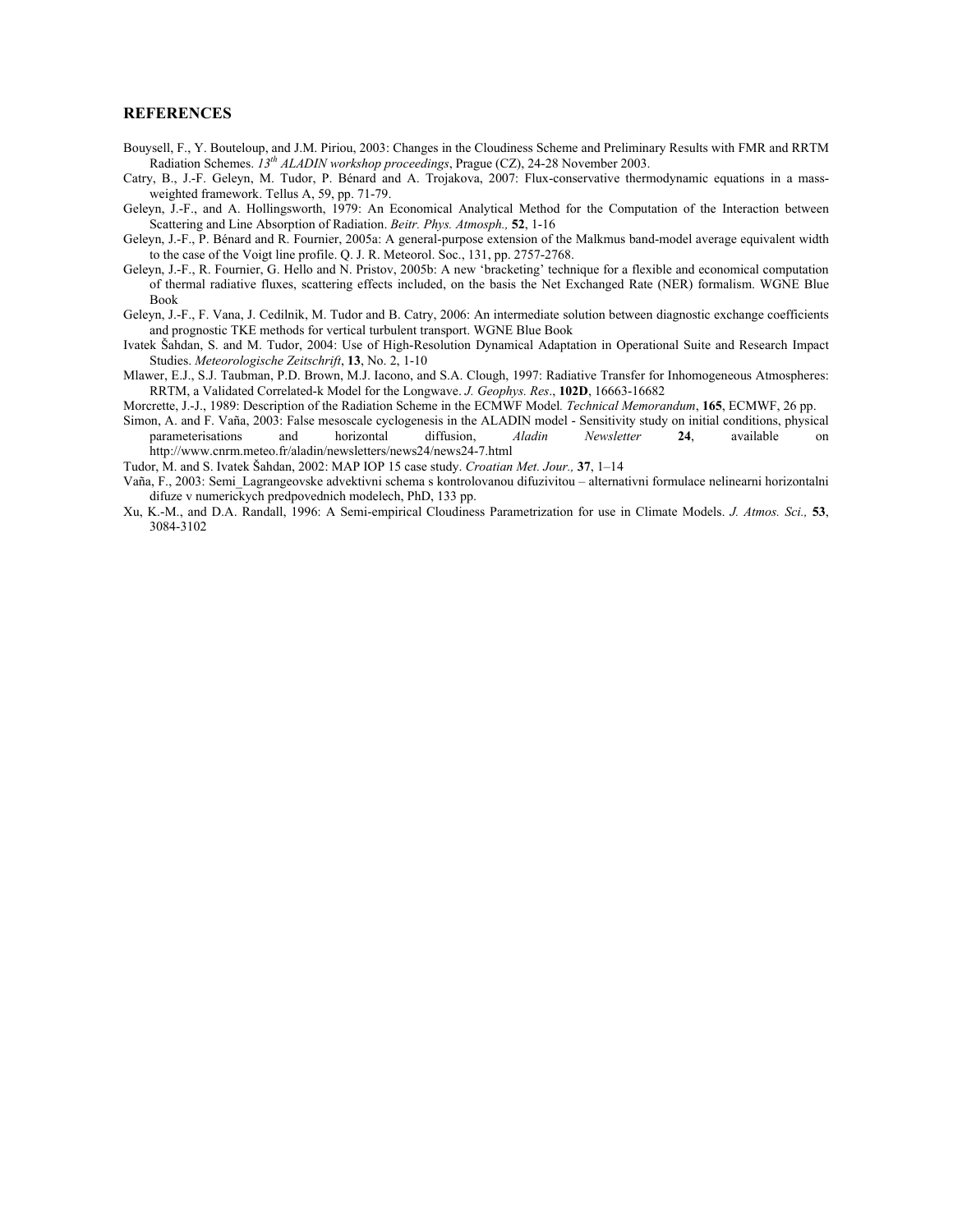## REFERENCES

Bouysell, F., Y. Bouteloup, and J.M. Piriou, 2003: Changes in the Cloudiness Scheme and Preliminary Results with FMR and RRTM Radiation Schemes. *13th ALADIN workshop proceedings*, Prague (CZ), 24-28 November 2003.

Catry, B., J.-F. Geleyn, M. Tudor, P. Bénard and A. Trojakova, 2007: Flux-conservative thermodynamic equations in a mass-weighted framework. Tellus A, 59, pp. 71-79.

Geleyn, J.-F., and A. Hollingsworth, 1979: An Economical Analytical Method for the Computation of the Interaction between Scattering and Line Absorption of Radiation. *Beitr. Phys. Atmosph.,* **52**, 1-16

Geleyn, J.-F., P. Bénard and R. Fournier, 2005a: A general-purpose extension of the Malkmus band-model average equivalent width to the case of the Voigt line profile. Q. J. R. Meteorol. Soc., 131, pp. 2757-2768.

Geleyn, J.-F., R. Fournier, G. Hello and N. Pristov, 2005b: A new 'bracketing' technique for a flexible and economical computation of thermal radiative fluxes, scattering effects included, on the basis the Net Exchanged Rate (NER) formalism. WGNE Blue Book

Geleyn, J.-F., F. Vana, J. Cedilnik, M. Tudor and B. Catry, 2006: An intermediate solution between diagnostic exchange coefficients and prognostic TKE methods for vertical turbulent transport. WGNE Blue Book

Ivatek Šahdan, S. and M. Tudor, 2004: Use of High-Resolution Dynamical Adaptation in Operational Suite and Research Impact Studies. *Meteorologische Zeitschrift*, **13**, No. 2, 1-10

Mlawer, E.J., S.J. Taubman, P.D. Brown, M.J. Iacono, and S.A. Clough, 1997: Radiative Transfer for Inhomogeneous Atmospheres: RRTM, a Validated Correlated-k Model for the Longwave. *J. Geophys. Res*., **102D**, 16663-16682

Morcrette, J.-J., 1989: Description of the Radiation Scheme in the ECMWF Model*. Technical Memorandum*, **165**, ECMWF, 26 pp.

Simon, A. and F. Vaňa, 2003: False mesoscale cyclogenesis in the ALADIN model - Sensitivity study on initial conditions, physical parameterisations and horizontal diffusion, *Aladin Newsletter* **24**, available on http://www.cnrm.meteo.fr/aladin/newsletters/news24/news24-7.html

Tudor, M. and S. Ivatek Šahdan, 2002: MAP IOP 15 case study. *Croatian Met. Jour.,* **37**, 1–14

Vaňa, F., 2003: Semi_Lagrangeovske advektivni schema s kontrolovanou difuzivitou – alternativni formulace nelinearni horizontalni difuze v numerickych predpovednich modelech, PhD, 133 pp.

Xu, K.-M., and D.A. Randall, 1996: A Semi-empirical Cloudiness Parametrization for use in Climate Models. *J. Atmos. Sci.,* **53**, 3084-3102